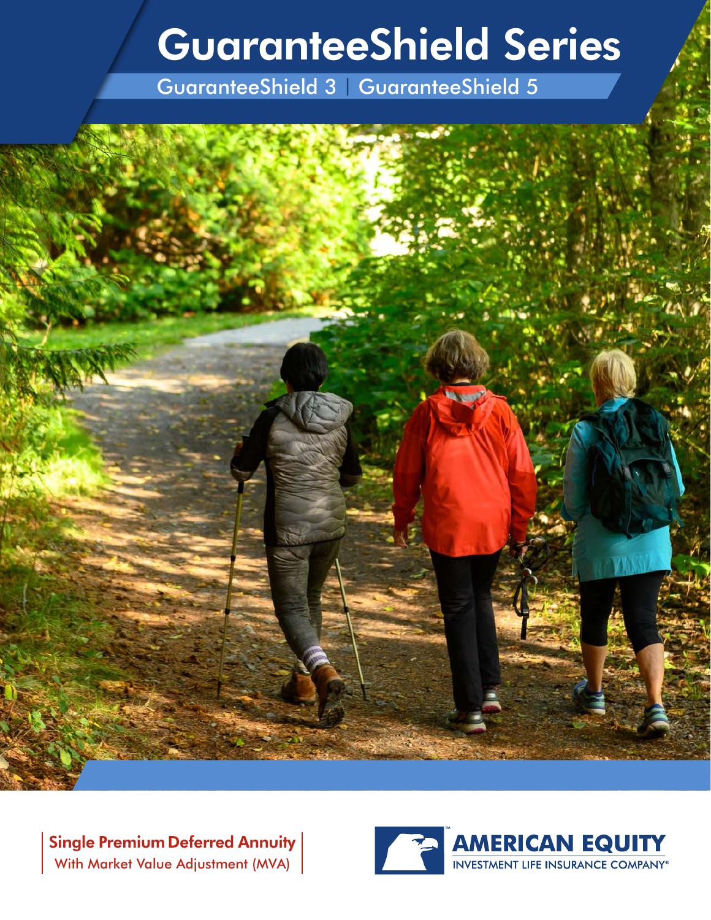# GuaranteeShield Series

GuaranteeShield 3 | GuaranteeShield 5

**Single Premium Deferred Annuity**

With Market Value Adjustment (MVA)

AMERICAN EQUITY

INVESTMENT LIFE INSURANCE COMPANY®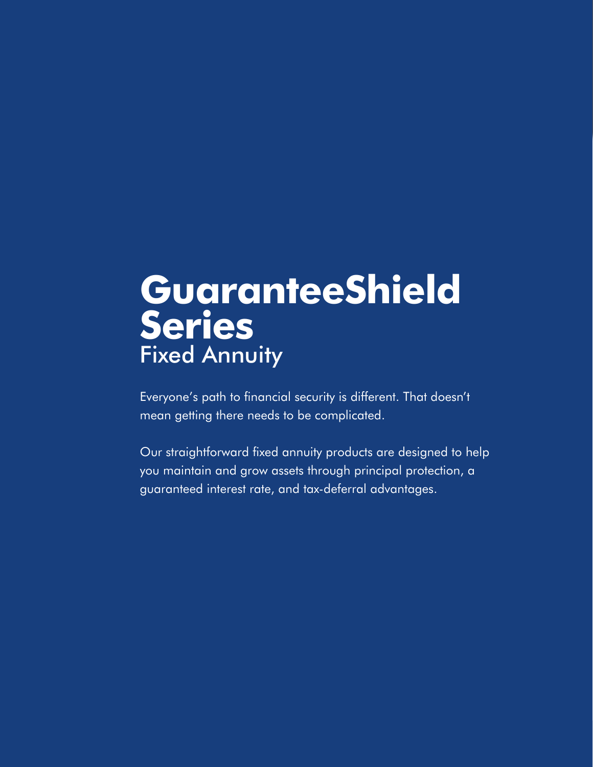# GuaranteeShield Series

## Fixed Annuity

Everyone's path to financial security is different. That doesn't mean getting there needs to be complicated.

Our straightforward fixed annuity products are designed to help you maintain and grow assets through principal protection, a guaranteed interest rate, and tax-deferral advantages.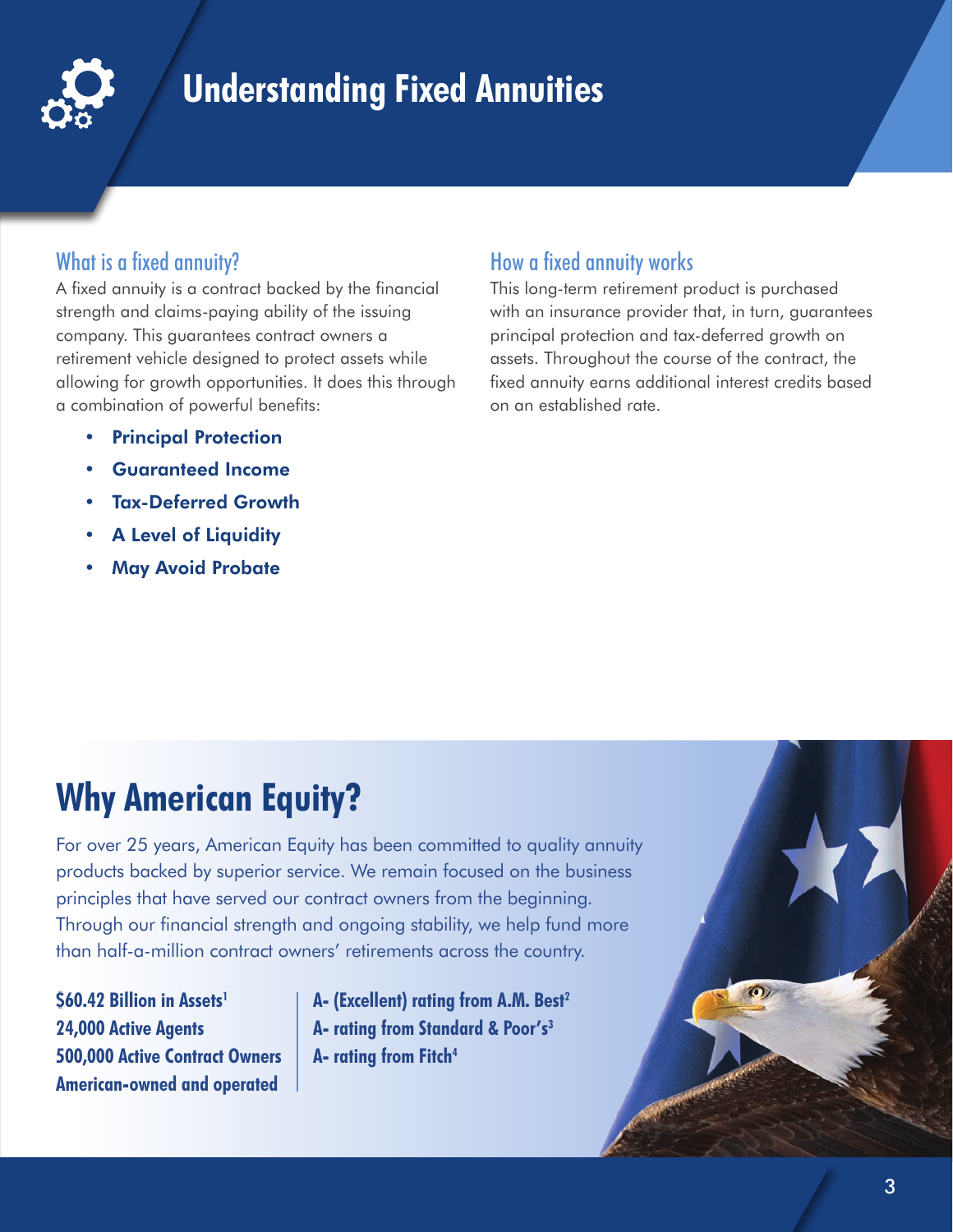# Understanding Fixed Annuities

## What is a fixed annuity?

A fixed annuity is a contract backed by the financial strength and claims-paying ability of the issuing company. This guarantees contract owners a retirement vehicle designed to protect assets while allowing for growth opportunities. It does this through a combination of powerful benefits:

- **Principal Protection**
- **Guaranteed Income**
- **Tax-Deferred Growth**
- **A Level of Liquidity**
- **May Avoid Probate**

## How a fixed annuity works

This long-term retirement product is purchased with an insurance provider that, in turn, guarantees principal protection and tax-deferred growth on assets. Throughout the course of the contract, the fixed annuity earns additional interest credits based on an established rate.

# Why American Equity?

For over 25 years, American Equity has been committed to quality annuity products backed by superior service. We remain focused on the business principles that have served our contract owners from the beginning. Through our financial strength and ongoing stability, we help fund more than half-a-million contract owners' retirements across the country.

**$60.42 Billion in Assets[1]**
**24,000 Active Agents**
**500,000 Active Contract Owners**
**American-owned and operated**

**A- (Excellent) rating from A.M. Best[2]**
**A- rating from Standard & Poor's[3]**
**A- rating from Fitch[4]**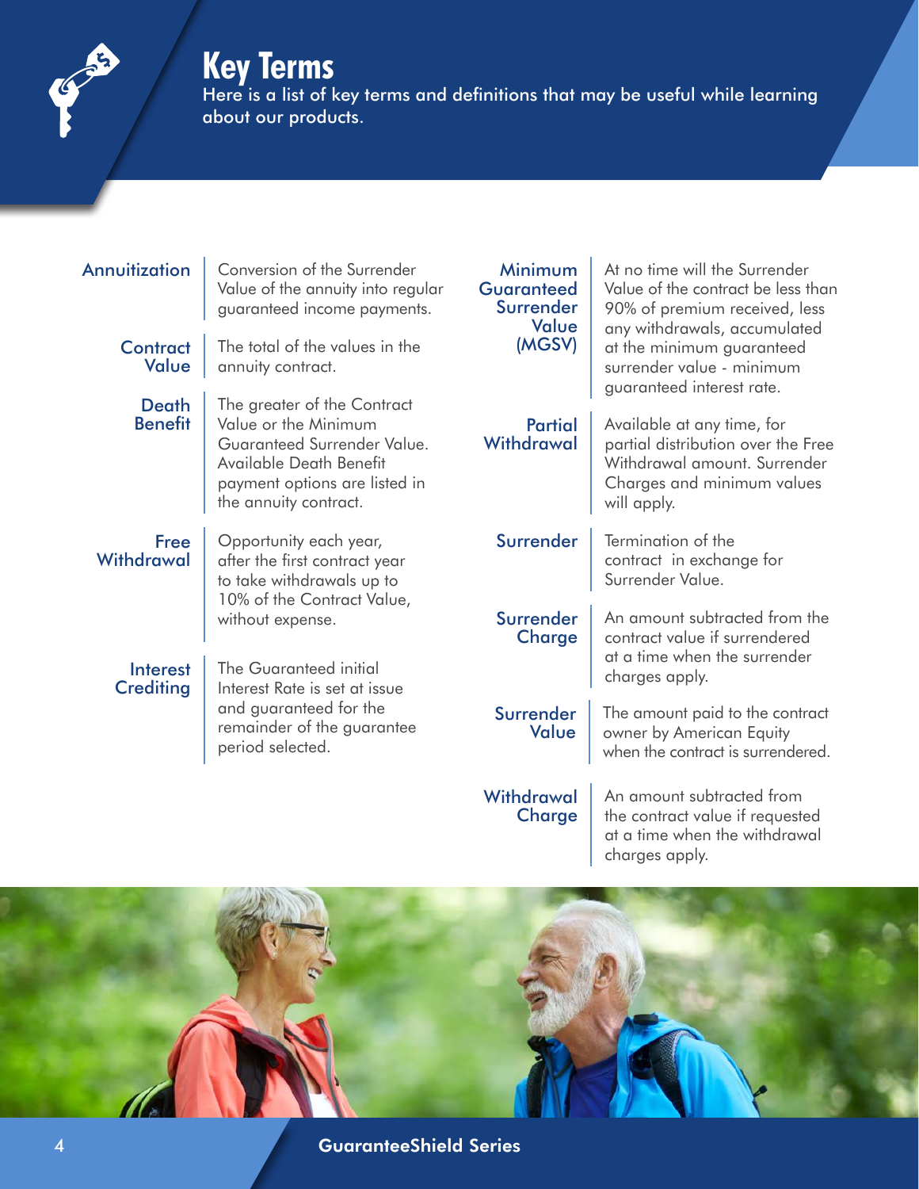# Key Terms

Here is a list of key terms and definitions that may be useful while learning about our products.

| Term | Definition |
| --- | --- |
| Annuitization | Conversion of the Surrender Value of the annuity into regular guaranteed income payments. |
| Contract Value | The total of the values in the annuity contract. |
| Death Benefit | The greater of the Contract Value or the Minimum Guaranteed Surrender Value. Available Death Benefit payment options are listed in the annuity contract. |
| Free Withdrawal | Opportunity each year, after the first contract year to take withdrawals up to 10% of the Contract Value, without expense. |
| Interest Crediting | The Guaranteed initial Interest Rate is set at issue and guaranteed for the remainder of the guarantee period selected. |
| Minimum Guaranteed Surrender Value (MGSV) | At no time will the Surrender Value of the contract be less than 90% of premium received, less any withdrawals, accumulated at the minimum guaranteed surrender value - minimum guaranteed interest rate. |
| Partial Withdrawal | Available at any time, for partial distribution over the Free Withdrawal amount. Surrender Charges and minimum values will apply. |
| Surrender | Termination of the contract in exchange for Surrender Value. |
| Surrender Charge | An amount subtracted from the contract value if surrendered at a time when the surrender charges apply. |
| Surrender Value | The amount paid to the contract owner by American Equity when the contract is surrendered. |
| Withdrawal Charge | An amount subtracted from the contract value if requested at a time when the withdrawal charges apply. |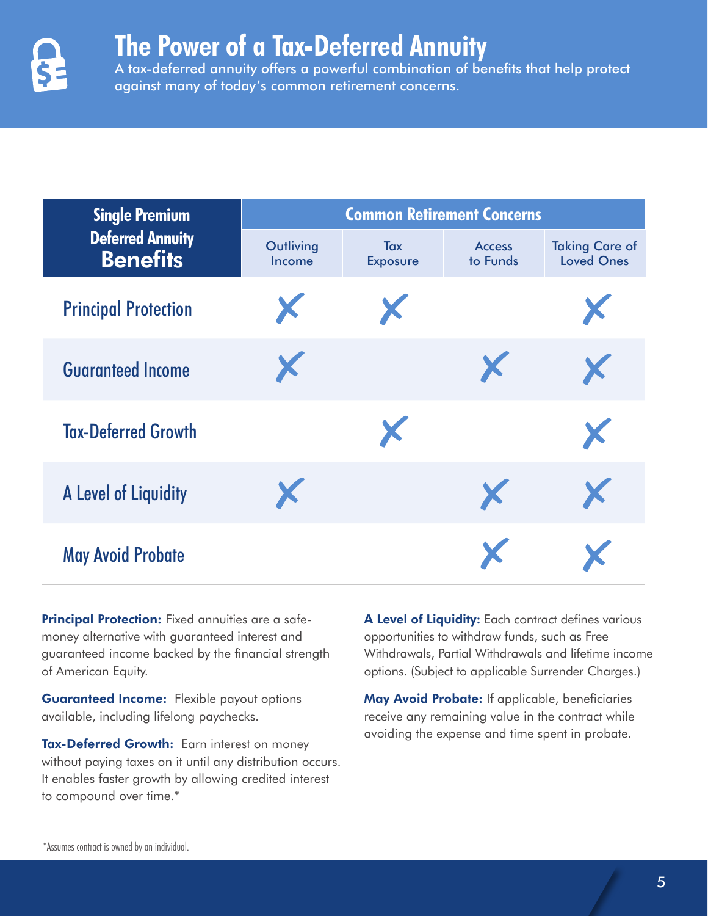# The Power of a Tax-Deferred Annuity

A tax-deferred annuity offers a powerful combination of benefits that help protect against many of today's common retirement concerns.

| Single Premium Deferred Annuity Benefits | Common Retirement Concerns | | | |
|---|---|---|---|---|
| | Outliving Income | Tax Exposure | Access to Funds | Taking Care of Loved Ones |
| Principal Protection | ✗ | ✗ | | ✗ |
| Guaranteed Income | ✗ | | ✗ | ✗ |
| Tax-Deferred Growth | | ✗ | | ✗ |
| A Level of Liquidity | ✗ | | ✗ | ✗ |
| May Avoid Probate | | | ✗ | ✗ |

**Principal Protection:** Fixed annuities are a safe-money alternative with guaranteed interest and guaranteed income backed by the financial strength of American Equity.

**Guaranteed Income:** Flexible payout options available, including lifelong paychecks.

**Tax-Deferred Growth:** Earn interest on money without paying taxes on it until any distribution occurs. It enables faster growth by allowing credited interest to compound over time.*

**A Level of Liquidity:** Each contract defines various opportunities to withdraw funds, such as Free Withdrawals, Partial Withdrawals and lifetime income options. (Subject to applicable Surrender Charges.)

**May Avoid Probate:** If applicable, beneficiaries receive any remaining value in the contract while avoiding the expense and time spent in probate.

*Assumes contract is owned by an individual.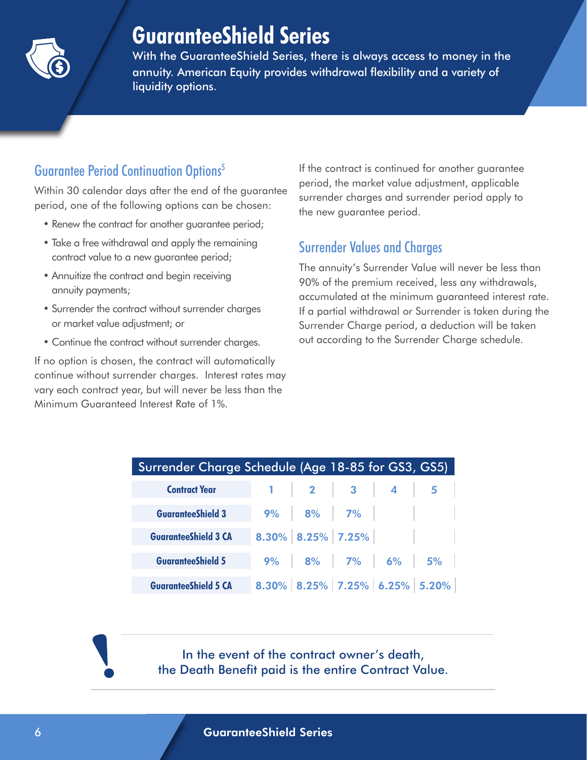# GuaranteeShield Series

With the GuaranteeShield Series, there is always access to money in the annuity. American Equity provides withdrawal flexibility and a variety of liquidity options.

## Guarantee Period Continuation Options[5]

Within 30 calendar days after the end of the guarantee period, one of the following options can be chosen:

- Renew the contract for another guarantee period;
- Take a free withdrawal and apply the remaining contract value to a new guarantee period;
- Annuitize the contract and begin receiving annuity payments;
- Surrender the contract without surrender charges or market value adjustment; or
- Continue the contract without surrender charges.

If no option is chosen, the contract will automatically continue without surrender charges. Interest rates may vary each contract year, but will never be less than the Minimum Guaranteed Interest Rate of 1%.

If the contract is continued for another guarantee period, the market value adjustment, applicable surrender charges and surrender period apply to the new guarantee period.

## Surrender Values and Charges

The annuity's Surrender Value will never be less than 90% of the premium received, less any withdrawals, accumulated at the minimum guaranteed interest rate. If a partial withdrawal or Surrender is taken during the Surrender Charge period, a deduction will be taken out according to the Surrender Charge schedule.

**Surrender Charge Schedule (Age 18-85 for GS3, GS5)**

| Contract Year | 1 | 2 | 3 | 4 | 5 |
|---|---|---|---|---|---|
| GuaranteeShield 3 | 9% | 8% | 7% | | |
| GuaranteeShield 3 CA | 8.30% | 8.25% | 7.25% | | |
| GuaranteeShield 5 | 9% | 8% | 7% | 6% | 5% |
| GuaranteeShield 5 CA | 8.30% | 8.25% | 7.25% | 6.25% | 5.20% |

In the event of the contract owner's death, the Death Benefit paid is the entire Contract Value.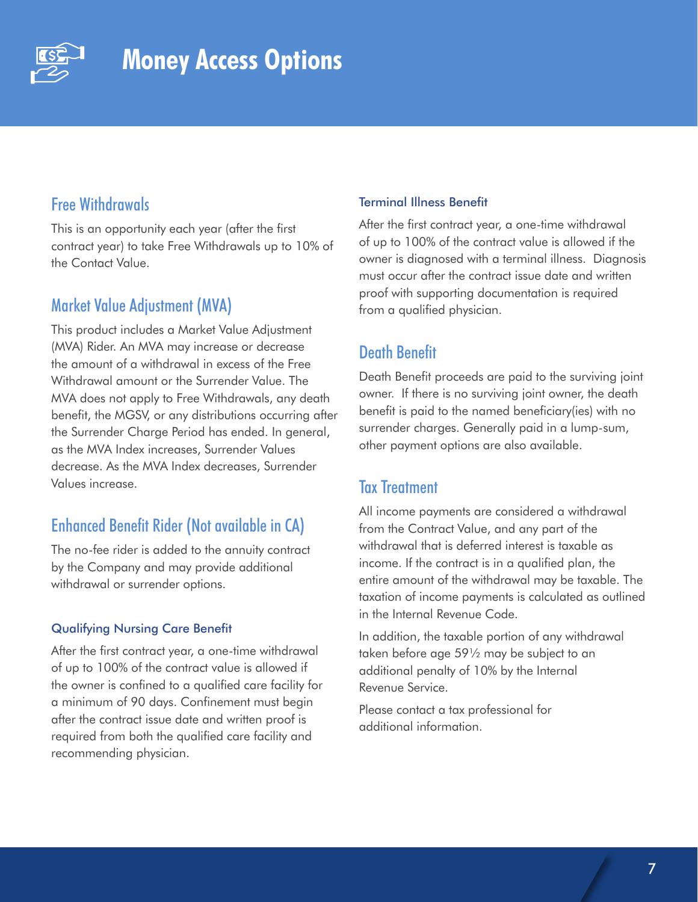# Money Access Options

## Free Withdrawals

This is an opportunity each year (after the first contract year) to take Free Withdrawals up to 10% of the Contact Value.

## Market Value Adjustment (MVA)

This product includes a Market Value Adjustment (MVA) Rider. An MVA may increase or decrease the amount of a withdrawal in excess of the Free Withdrawal amount or the Surrender Value. The MVA does not apply to Free Withdrawals, any death benefit, the MGSV, or any distributions occurring after the Surrender Charge Period has ended. In general, as the MVA Index increases, Surrender Values decrease. As the MVA Index decreases, Surrender Values increase.

## Enhanced Benefit Rider (Not available in CA)

The no-fee rider is added to the annuity contract by the Company and may provide additional withdrawal or surrender options.

### Qualifying Nursing Care Benefit

After the first contract year, a one-time withdrawal of up to 100% of the contract value is allowed if the owner is confined to a qualified care facility for a minimum of 90 days. Confinement must begin after the contract issue date and written proof is required from both the qualified care facility and recommending physician.

### Terminal Illness Benefit

After the first contract year, a one-time withdrawal of up to 100% of the contract value is allowed if the owner is diagnosed with a terminal illness. Diagnosis must occur after the contract issue date and written proof with supporting documentation is required from a qualified physician.

## Death Benefit

Death Benefit proceeds are paid to the surviving joint owner. If there is no surviving joint owner, the death benefit is paid to the named beneficiary(ies) with no surrender charges. Generally paid in a lump-sum, other payment options are also available.

## Tax Treatment

All income payments are considered a withdrawal from the Contract Value, and any part of the withdrawal that is deferred interest is taxable as income. If the contract is in a qualified plan, the entire amount of the withdrawal may be taxable. The taxation of income payments is calculated as outlined in the Internal Revenue Code.

In addition, the taxable portion of any withdrawal taken before age 59½ may be subject to an additional penalty of 10% by the Internal Revenue Service.

Please contact a tax professional for additional information.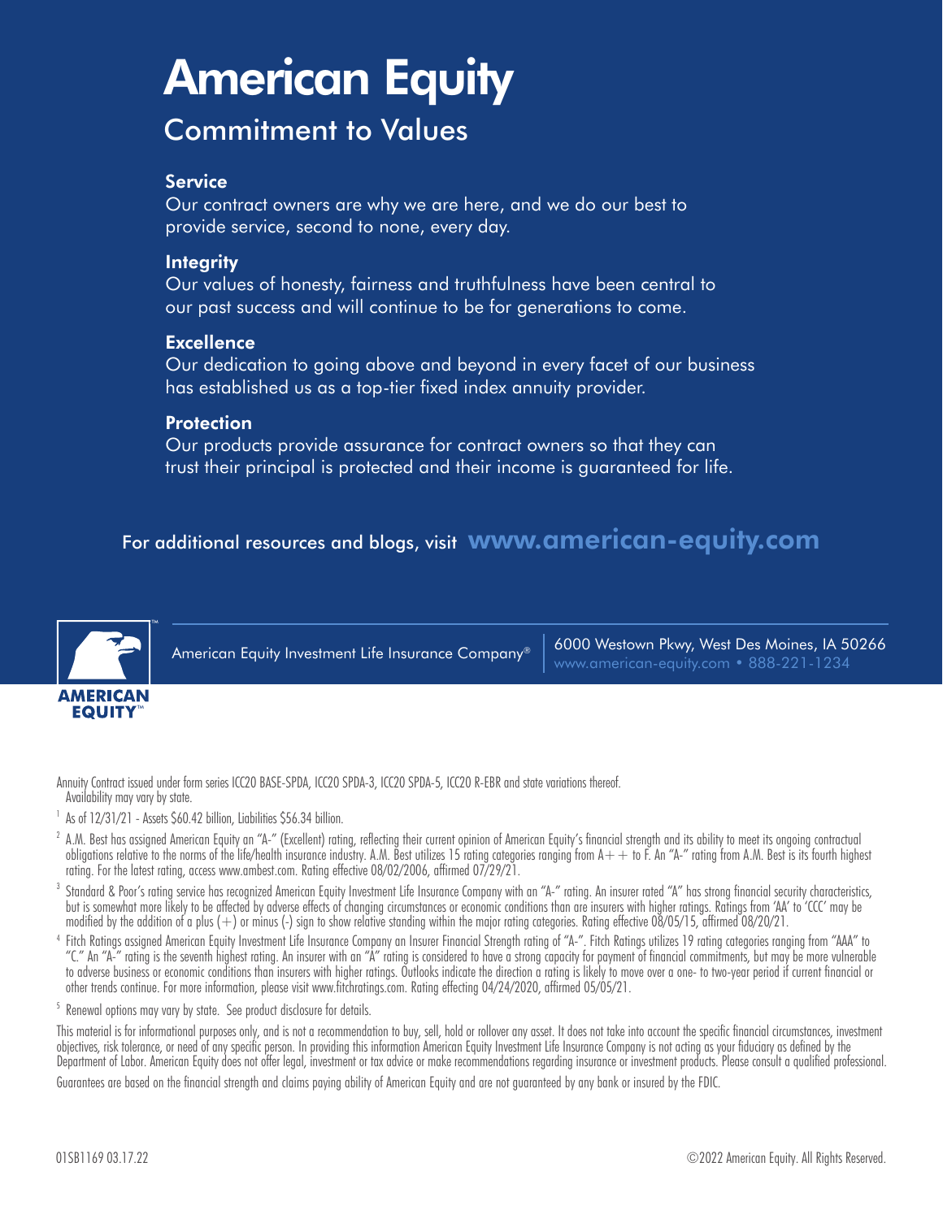# American Equity

## Commitment to Values

### Service

Our contract owners are why we are here, and we do our best to provide service, second to none, every day.

### Integrity

Our values of honesty, fairness and truthfulness have been central to our past success and will continue to be for generations to come.

### Excellence

Our dedication to going above and beyond in every facet of our business has established us as a top-tier fixed index annuity provider.

### Protection

Our products provide assurance for contract owners so that they can trust their principal is protected and their income is guaranteed for life.

For additional resources and blogs, visit **www.american-equity.com**

AMERICAN EQUITY™

American Equity Investment Life Insurance Company®

6000 Westown Pkwy, West Des Moines, IA 50266
www.american-equity.com • 888-221-1234

Annuity Contract issued under form series ICC20 BASE-SPDA, ICC20 SPDA-3, ICC20 SPDA-5, ICC20 R-EBR and state variations thereof. Availability may vary by state.

[1] As of 12/31/21 - Assets $60.42 billion, Liabilities $56.34 billion.

[2] A.M. Best has assigned American Equity an "A-" (Excellent) rating, reflecting their current opinion of American Equity's financial strength and its ability to meet its ongoing contractual obligations relative to the norms of the life/health insurance industry. A.M. Best utilizes 15 rating categories ranging from A++ to F. An "A-" rating from A.M. Best is its fourth highest rating. For the latest rating, access www.ambest.com. Rating effective 08/02/2006, affirmed 07/29/21.

[3] Standard & Poor's rating service has recognized American Equity Investment Life Insurance Company with an "A-" rating. An insurer rated "A" has strong financial security characteristics, but is somewhat more likely to be affected by adverse effects of changing circumstances or economic conditions than are insurers with higher ratings. Ratings from 'AA' to 'CCC' may be modified by the addition of a plus (+) or minus (-) sign to show relative standing within the major rating categories. Rating effective 08/05/15, affirmed 08/20/21.

[4] Fitch Ratings assigned American Equity Investment Life Insurance Company an Insurer Financial Strength rating of "A-". Fitch Ratings utilizes 19 rating categories ranging from "AAA" to "C." An "A-" rating is the seventh highest rating. An insurer with an "A" rating is considered to have a strong capacity for payment of financial commitments, but may be more vulnerable to adverse business or economic conditions than insurers with higher ratings. Outlooks indicate the direction a rating is likely to move over a one- to two-year period if current financial or other trends continue. For more information, please visit www.fitchratings.com. Rating effecting 04/24/2020, affirmed 05/05/21.

[5] Renewal options may vary by state. See product disclosure for details.

This material is for informational purposes only, and is not a recommendation to buy, sell, hold or rollover any asset. It does not take into account the specific financial circumstances, investment objectives, risk tolerance, or need of any specific person. In providing this information American Equity Investment Life Insurance Company is not acting as your fiduciary as defined by the Department of Labor. American Equity does not offer legal, investment or tax advice or make recommendations regarding insurance or investment products. Please consult a qualified professional.

Guarantees are based on the financial strength and claims paying ability of American Equity and are not guaranteed by any bank or insured by the FDIC.

01SB1169 03.17.22

©2022 American Equity. All Rights Reserved.